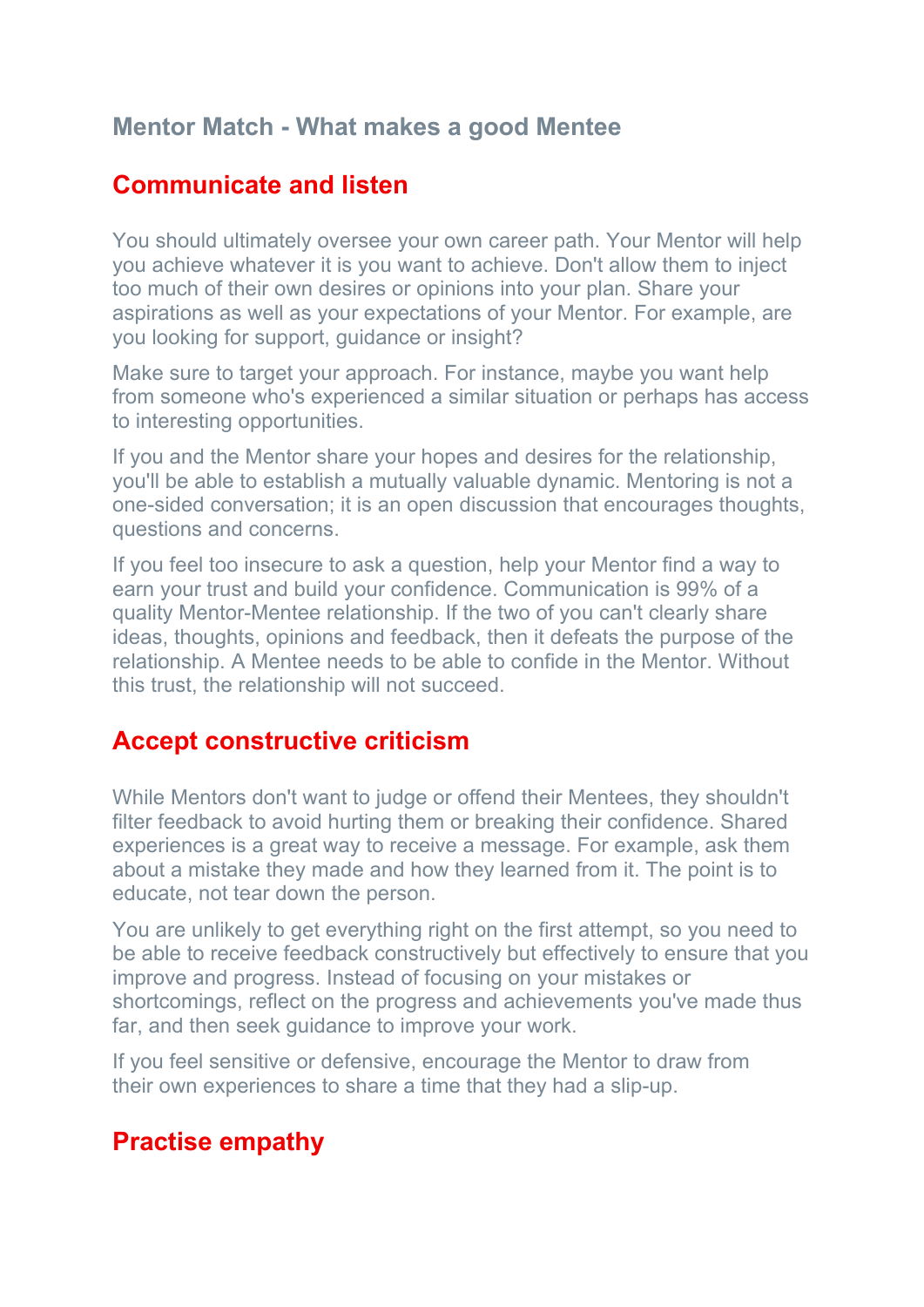# Mentor Match - What makes a good Mentee

## Communicate and listen

You should ultimately oversee your own career path. Your Mentor will help you achieve whatever it is you want to achieve. Don't allow them to inject too much of their own desires or opinions into your plan. Share your aspirations as well as your expectations of your Mentor. For example, are you looking for support, guidance or insight?

Make sure to target your approach. For instance, maybe you want help from someone who's experienced a similar situation or perhaps has access to interesting opportunities.

If you and the Mentor share your hopes and desires for the relationship, you'll be able to establish a mutually valuable dynamic. Mentoring is not a one-sided conversation; it is an open discussion that encourages thoughts, questions and concerns.

If you feel too insecure to ask a question, help your Mentor find a way to earn your trust and build your confidence. Communication is 99% of a quality Mentor-Mentee relationship. If the two of you can't clearly share ideas, thoughts, opinions and feedback, then it defeats the purpose of the relationship. A Mentee needs to be able to confide in the Mentor. Without this trust, the relationship will not succeed.

## Accept constructive criticism

While Mentors don't want to judge or offend their Mentees, they shouldn't filter feedback to avoid hurting them or breaking their confidence. Shared experiences is a great way to receive a message. For example, ask them about a mistake they made and how they learned from it. The point is to educate, not tear down the person.

You are unlikely to get everything right on the first attempt, so you need to be able to receive feedback constructively but effectively to ensure that you improve and progress. Instead of focusing on your mistakes or shortcomings, reflect on the progress and achievements you've made thus far, and then seek guidance to improve your work.

If you feel sensitive or defensive, encourage the Mentor to draw from their own experiences to share a time that they had a slip-up.

## Practise empathy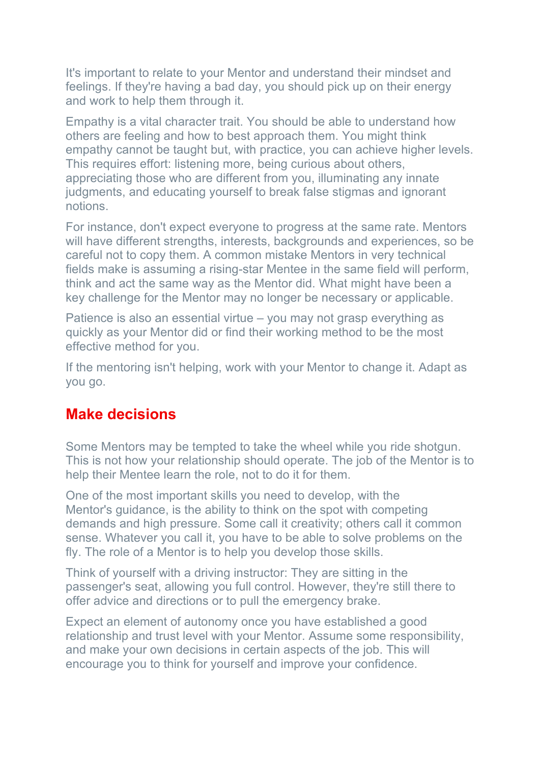It's important to relate to your Mentor and understand their mindset and feelings. If they're having a bad day, you should pick up on their energy and work to help them through it.

Empathy is a vital character trait. You should be able to understand how others are feeling and how to best approach them. You might think empathy cannot be taught but, with practice, you can achieve higher levels. This requires effort: listening more, being curious about others, appreciating those who are different from you, illuminating any innate judgments, and educating yourself to break false stigmas and ignorant notions.

For instance, don't expect everyone to progress at the same rate. Mentors will have different strengths, interests, backgrounds and experiences, so be careful not to copy them. A common mistake Mentors in very technical fields make is assuming a rising-star Mentee in the same field will perform, think and act the same way as the Mentor did. What might have been a key challenge for the Mentor may no longer be necessary or applicable.

Patience is also an essential virtue – you may not grasp everything as quickly as your Mentor did or find their working method to be the most effective method for you.

If the mentoring isn't helping, work with your Mentor to change it. Adapt as you go.

## Make decisions

Some Mentors may be tempted to take the wheel while you ride shotgun. This is not how your relationship should operate. The job of the Mentor is to help their Mentee learn the role, not to do it for them.

One of the most important skills you need to develop, with the Mentor's guidance, is the ability to think on the spot with competing demands and high pressure. Some call it creativity; others call it common sense. Whatever you call it, you have to be able to solve problems on the fly. The role of a Mentor is to help you develop those skills.

Think of yourself with a driving instructor: They are sitting in the passenger's seat, allowing you full control. However, they're still there to offer advice and directions or to pull the emergency brake.

Expect an element of autonomy once you have established a good relationship and trust level with your Mentor. Assume some responsibility, and make your own decisions in certain aspects of the job. This will encourage you to think for yourself and improve your confidence.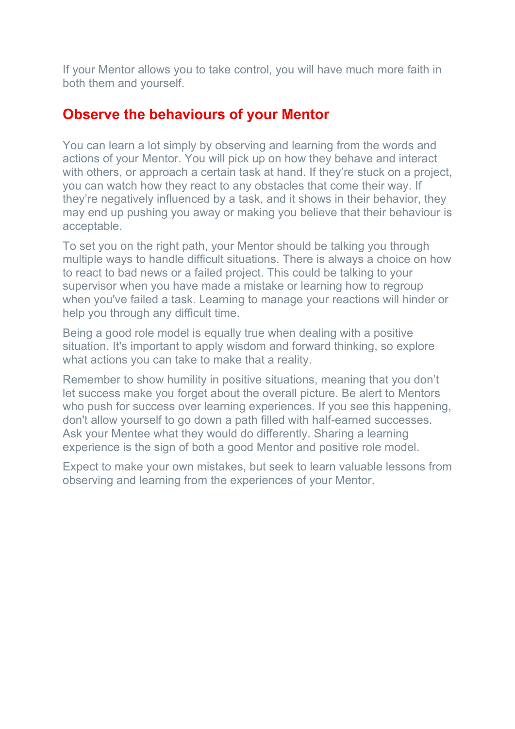If your Mentor allows you to take control, you will have much more faith in both them and yourself.

## Observe the behaviours of your Mentor

You can learn a lot simply by observing and learning from the words and actions of your Mentor. You will pick up on how they behave and interact with others, or approach a certain task at hand. If they're stuck on a project, you can watch how they react to any obstacles that come their way. If they're negatively influenced by a task, and it shows in their behavior, they may end up pushing you away or making you believe that their behaviour is acceptable.

To set you on the right path, your Mentor should be talking you through multiple ways to handle difficult situations. There is always a choice on how to react to bad news or a failed project. This could be talking to your supervisor when you have made a mistake or learning how to regroup when you've failed a task. Learning to manage your reactions will hinder or help you through any difficult time.

Being a good role model is equally true when dealing with a positive situation. It's important to apply wisdom and forward thinking, so explore what actions you can take to make that a reality.

Remember to show humility in positive situations, meaning that you don't let success make you forget about the overall picture. Be alert to Mentors who push for success over learning experiences. If you see this happening, don't allow yourself to go down a path filled with half-earned successes. Ask your Mentee what they would do differently. Sharing a learning experience is the sign of both a good Mentor and positive role model.

Expect to make your own mistakes, but seek to learn valuable lessons from observing and learning from the experiences of your Mentor.